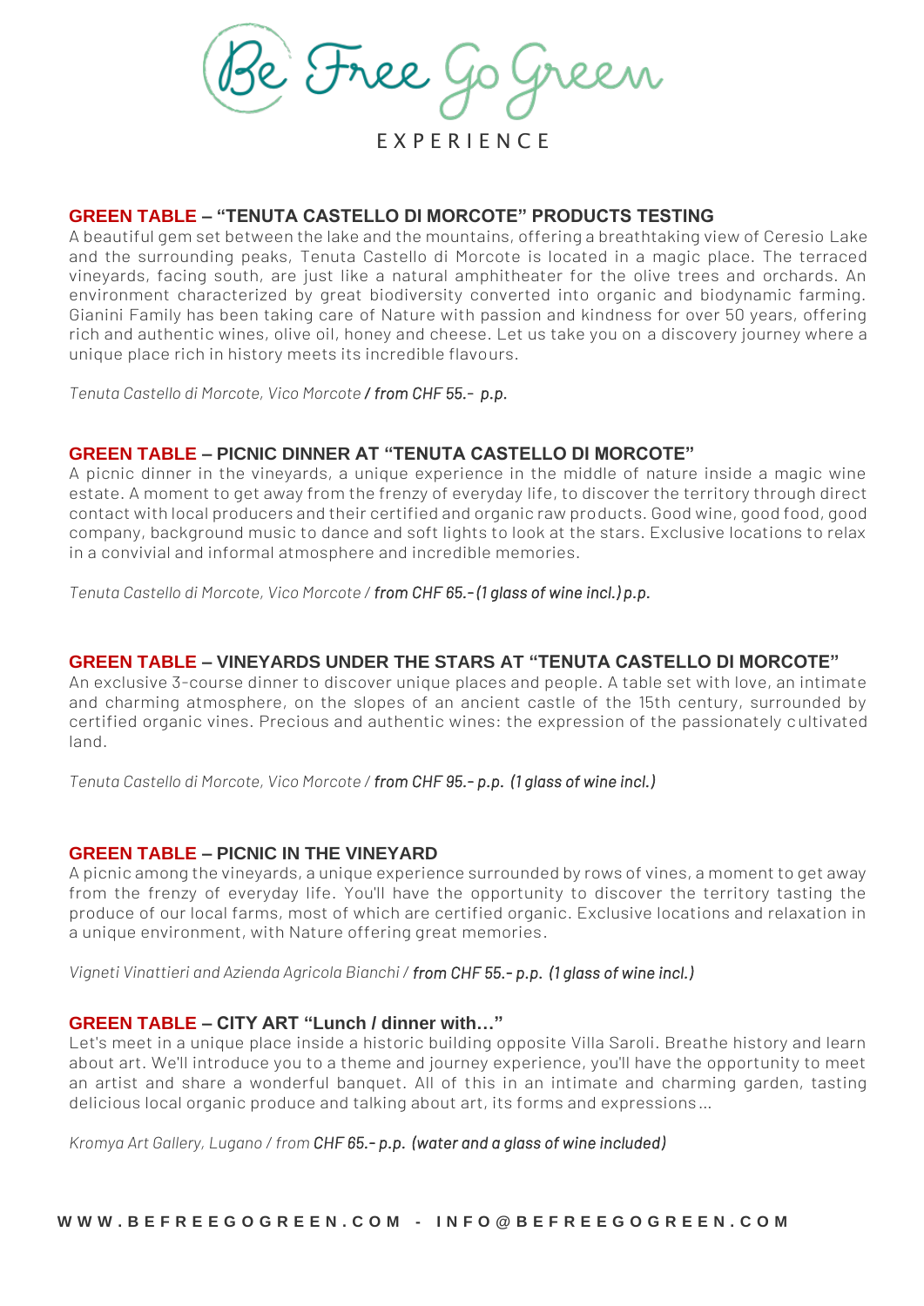# Be Free Go Green

EXPERIENCE

## GREEN TABLE – "TENUTA CASTELLO DI MORCOTE" PRODUCTS TESTING

A beautiful gem set between the lake and the mountains, offering a breathtaking view of Ceresio Lake and the surrounding peaks, Tenuta Castello di Morcote is located in a magic place. The terraced vineyards, facing south, are just like a natural amphitheater for the olive trees and orchards. An environment characterized by great biodiversity converted into organic and biodynamic farming. Gianini Family has been taking care of Nature with passion and kindness for over 50 years, offering rich and authentic wines, olive oil, honey and cheese. Let us take you on a discovery journey where a unique place rich in history meets its incredible flavours.

*Tenuta Castello di Morcote, Vico Morcote / from CHF 55.- p.p.*

## GREEN TABLE – PICNIC DINNER AT "TENUTA CASTELLO DI MORCOTE"

A picnic dinner in the vineyards, a unique experience in the middle of nature inside a magic wine estate. A moment to get away from the frenzy of everyday life, to discover the territory through direct contact with local producers and their certified and organic raw products. Good wine, good food, good company, background music to dance and soft lights to look at the stars. Exclusive locations to relax in a convivial and informal atmosphere and incredible memories.

*Tenuta Castello di Morcote, Vico Morcote / from CHF 65.-(1 glass of wine incl.) p.p.*

## GREEN TABLE – VINEYARDS UNDER THE STARS AT "TENUTA CASTELLO DI MORCOTE"

An exclusive 3-course dinner to discover unique places and people. A table set with love, an intimate and charming atmosphere, on the slopes of an ancient castle of the 15th century, surrounded by certified organic vines. Precious and authentic wines: the expression of the passionately cultivated land.

*Tenuta Castello di Morcote, Vico Morcote / from CHF 95.- p.p. (1 glass of wine incl.)*

## GREEN TABLE – PICNIC IN THE VINEYARD

A picnic among the vineyards, a unique experience surrounded by rows of vines, a moment to get away from the frenzy of everyday life. You'll have the opportunity to discover the territory tasting the produce of our local farms, most of which are certified organic. Exclusive locations and relaxation in a unique environment, with Nature offering great memories.

*Vigneti Vinattieri and Azienda Agricola Bianchi / from CHF 55.- p.p. (1 glass of wine incl.)*

## GREEN TABLE – CITY ART "Lunch / dinner with…"

Let's meet in a unique place inside a historic building opposite Villa Saroli. Breathe history and learn about art. We'll introduce you to a theme and journey experience, you'll have the opportunity to meet an artist and share a wonderful banquet. All of this in an intimate and charming garden, tasting delicious local organic produce and talking about art, its forms and expressions…

*Kromya Art Gallery, Lugano / from CHF 65.- p.p. (water and a glass of wine included)*

WWW.BEFREEGOGREEN.COM - INFO@BEFREEGOGREEN.COM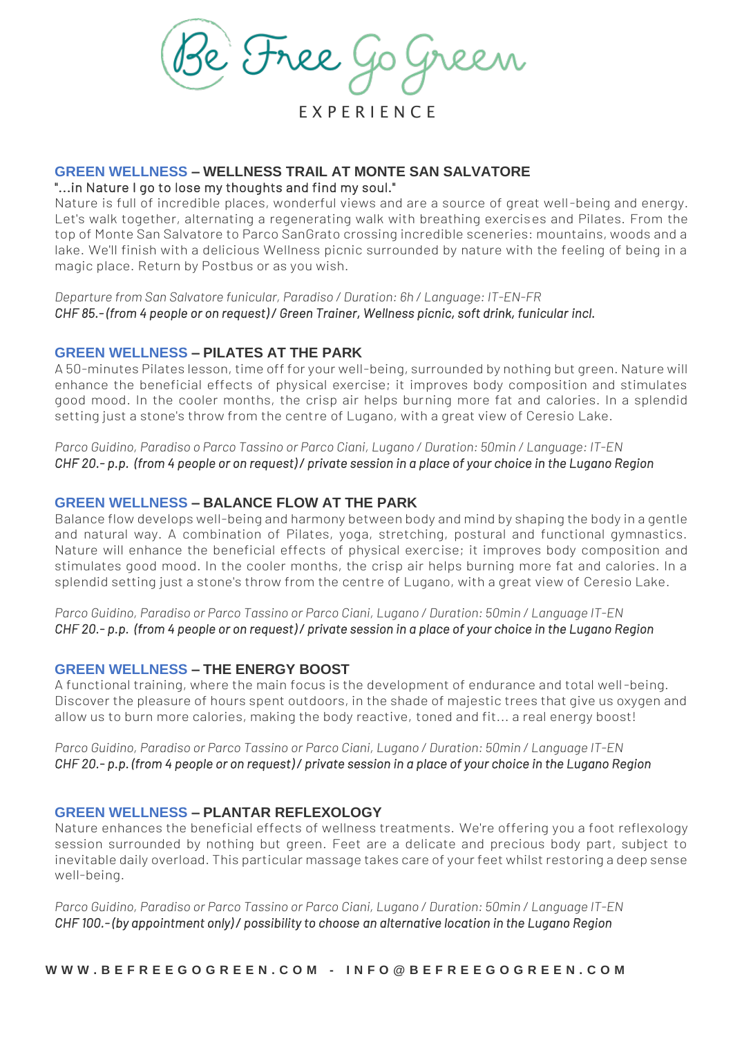# Be Free Go Green

EXPERIENCE

## GREEN WELLNESS – WELLNESS TRAIL AT MONTE SAN SALVATORE

"...in Nature I go to lose my thoughts and find my soul."

Nature is full of incredible places, wonderful views and are a source of great well-being and energy. Let's walk together, alternating a regenerating walk with breathing exercises and Pilates. From the top of Monte San Salvatore to Parco SanGrato crossing incredible sceneries: mountains, woods and a lake. We'll finish with a delicious Wellness picnic surrounded by nature with the feeling of being in a magic place. Return by Postbus or as you wish.

*Departure from San Salvatore funicular, Paradiso / Duration: 6h / Language: IT-EN-FR*
*CHF 85.- (from 4 people or on request) / Green Trainer, Wellness picnic, soft drink, funicular incl.*

## GREEN WELLNESS – PILATES AT THE PARK

A 50-minutes Pilates lesson, time off for your well-being, surrounded by nothing but green. Nature will enhance the beneficial effects of physical exercise; it improves body composition and stimulates good mood. In the cooler months, the crisp air helps burning more fat and calories. In a splendid setting just a stone's throw from the centre of Lugano, with a great view of Ceresio Lake.

*Parco Guidino, Paradiso o Parco Tassino or Parco Ciani, Lugano / Duration: 50min / Language: IT-EN*
*CHF 20.- p.p. (from 4 people or on request) / private session in a place of your choice in the Lugano Region*

## GREEN WELLNESS – BALANCE FLOW AT THE PARK

Balance flow develops well-being and harmony between body and mind by shaping the body in a gentle and natural way. A combination of Pilates, yoga, stretching, postural and functional gymnastics. Nature will enhance the beneficial effects of physical exercise; it improves body composition and stimulates good mood. In the cooler months, the crisp air helps burning more fat and calories. In a splendid setting just a stone's throw from the centre of Lugano, with a great view of Ceresio Lake.

*Parco Guidino, Paradiso or Parco Tassino or Parco Ciani, Lugano / Duration: 50min / Language IT-EN*
*CHF 20.- p.p. (from 4 people or on request) / private session in a place of your choice in the Lugano Region*

## GREEN WELLNESS – THE ENERGY BOOST

A functional training, where the main focus is the development of endurance and total well-being. Discover the pleasure of hours spent outdoors, in the shade of majestic trees that give us oxygen and allow us to burn more calories, making the body reactive, toned and fit... a real energy boost!

*Parco Guidino, Paradiso or Parco Tassino or Parco Ciani, Lugano / Duration: 50min / Language IT-EN*
*CHF 20.- p.p. (from 4 people or on request) / private session in a place of your choice in the Lugano Region*

## GREEN WELLNESS – PLANTAR REFLEXOLOGY

Nature enhances the beneficial effects of wellness treatments. We're offering you a foot reflexology session surrounded by nothing but green. Feet are a delicate and precious body part, subject to inevitable daily overload. This particular massage takes care of your feet whilst restoring a deep sense well-being.

*Parco Guidino, Paradiso or Parco Tassino or Parco Ciani, Lugano / Duration: 50min / Language IT-EN*
*CHF 100.- (by appointment only) / possibility to choose an alternative location in the Lugano Region*

**WWW.BEFREEGOGREEN.COM - INFO@BEFREEGOGREEN.COM**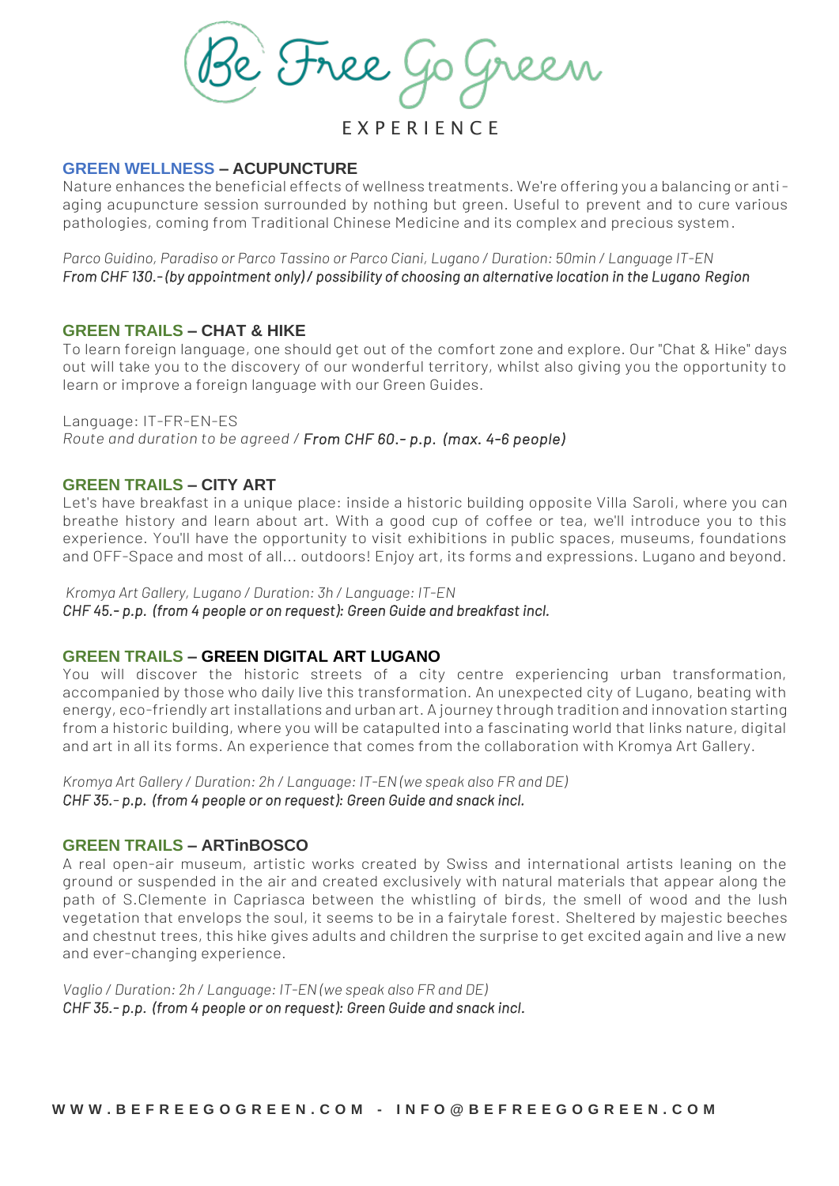# Be Free Go Green

EXPERIENCE

## GREEN WELLNESS – ACUPUNCTURE

Nature enhances the beneficial effects of wellness treatments. We're offering you a balancing or anti-aging acupuncture session surrounded by nothing but green. Useful to prevent and to cure various pathologies, coming from Traditional Chinese Medicine and its complex and precious system.

*Parco Guidino, Paradiso or Parco Tassino or Parco Ciani, Lugano / Duration: 50min / Language IT-EN*
*From CHF 130.- (by appointment only) / possibility of choosing an alternative location in the Lugano Region*

## GREEN TRAILS – CHAT & HIKE

To learn foreign language, one should get out of the comfort zone and explore. Our "Chat & Hike" days out will take you to the discovery of our wonderful territory, whilst also giving you the opportunity to learn or improve a foreign language with our Green Guides.

Language: IT-FR-EN-ES
*Route and duration to be agreed / From CHF 60.- p.p. (max. 4-6 people)*

## GREEN TRAILS – CITY ART

Let's have breakfast in a unique place: inside a historic building opposite Villa Saroli, where you can breathe history and learn about art. With a good cup of coffee or tea, we'll introduce you to this experience. You'll have the opportunity to visit exhibitions in public spaces, museums, foundations and OFF-Space and most of all... outdoors! Enjoy art, its forms and expressions. Lugano and beyond.

*Kromya Art Gallery, Lugano / Duration: 3h / Language: IT-EN*
*CHF 45.- p.p. (from 4 people or on request): Green Guide and breakfast incl.*

## GREEN TRAILS – GREEN DIGITAL ART LUGANO

You will discover the historic streets of a city centre experiencing urban transformation, accompanied by those who daily live this transformation. An unexpected city of Lugano, beating with energy, eco-friendly art installations and urban art. A journey through tradition and innovation starting from a historic building, where you will be catapulted into a fascinating world that links nature, digital and art in all its forms. An experience that comes from the collaboration with Kromya Art Gallery.

*Kromya Art Gallery / Duration: 2h / Language: IT-EN (we speak also FR and DE)*
*CHF 35.- p.p. (from 4 people or on request): Green Guide and snack incl.*

## GREEN TRAILS – ARTinBOSCO

A real open-air museum, artistic works created by Swiss and international artists leaning on the ground or suspended in the air and created exclusively with natural materials that appear along the path of S.Clemente in Capriasca between the whistling of birds, the smell of wood and the lush vegetation that envelops the soul, it seems to be in a fairytale forest. Sheltered by majestic beeches and chestnut trees, this hike gives adults and children the surprise to get excited again and live a new and ever-changing experience.

*Vaglio / Duration: 2h / Language: IT-EN (we speak also FR and DE)*
*CHF 35.- p.p. (from 4 people or on request): Green Guide and snack incl.*

WWW.BEFREEGOGREEN.COM - INFO@BEFREEGOGREEN.COM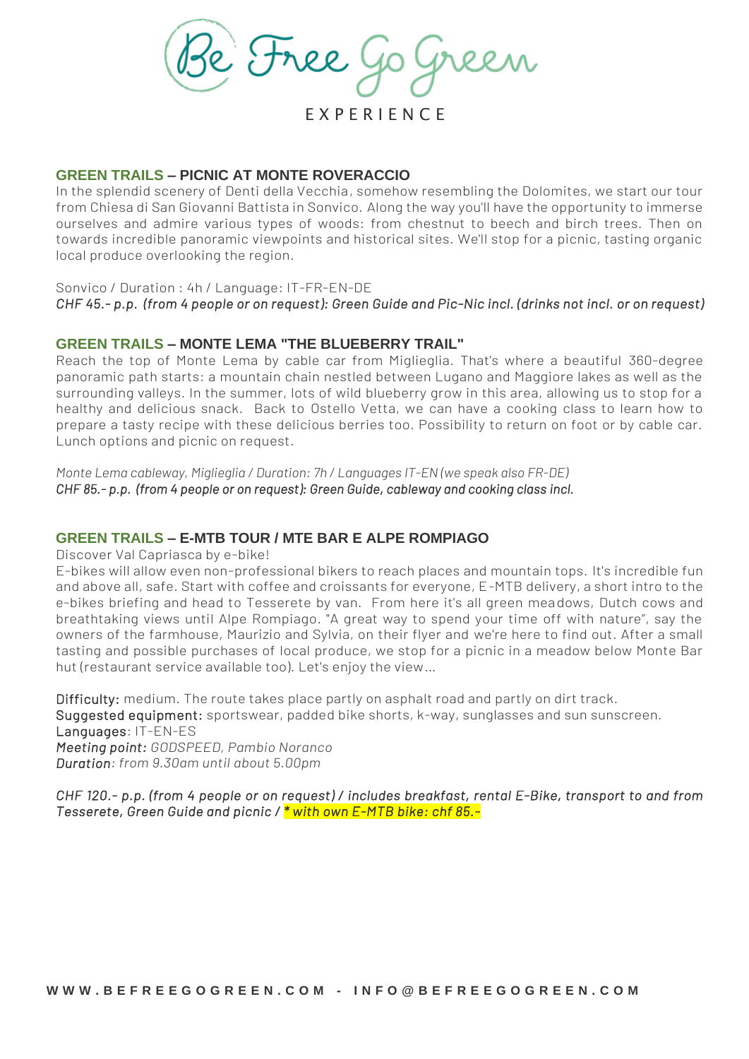Be Free Go Green

EXPERIENCE

## GREEN TRAILS – PICNIC AT MONTE ROVERACCIO

In the splendid scenery of Denti della Vecchia, somehow resembling the Dolomites, we start our tour from Chiesa di San Giovanni Battista in Sonvico. Along the way you'll have the opportunity to immerse ourselves and admire various types of woods: from chestnut to beech and birch trees. Then on towards incredible panoramic viewpoints and historical sites. We'll stop for a picnic, tasting organic local produce overlooking the region.

Sonvico / Duration : 4h / Language: IT-FR-EN-DE
*CHF 45.- p.p. (from 4 people or on request): Green Guide and Pic-Nic incl. (drinks not incl. or on request)*

## GREEN TRAILS – MONTE LEMA "THE BLUEBERRY TRAIL"

Reach the top of Monte Lema by cable car from Miglieglia. That's where a beautiful 360-degree panoramic path starts: a mountain chain nestled between Lugano and Maggiore lakes as well as the surrounding valleys. In the summer, lots of wild blueberry grow in this area, allowing us to stop for a healthy and delicious snack. Back to Ostello Vetta, we can have a cooking class to learn how to prepare a tasty recipe with these delicious berries too. Possibility to return on foot or by cable car. Lunch options and picnic on request.

*Monte Lema cableway, Miglieglia / Duration: 7h / Languages IT-EN (we speak also FR-DE)*
*CHF 85.- p.p. (from 4 people or on request): Green Guide, cableway and cooking class incl.*

## GREEN TRAILS – E-MTB TOUR / MTE BAR E ALPE ROMPIAGO

Discover Val Capriasca by e-bike!
E-bikes will allow even non-professional bikers to reach places and mountain tops. It's incredible fun and above all, safe. Start with coffee and croissants for everyone, E-MTB delivery, a short intro to the e-bikes briefing and head to Tesserete by van. From here it's all green meadows, Dutch cows and breathtaking views until Alpe Rompiago. "A great way to spend your time off with nature", say the owners of the farmhouse, Maurizio and Sylvia, on their flyer and we're here to find out. After a small tasting and possible purchases of local produce, we stop for a picnic in a meadow below Monte Bar hut (restaurant service available too). Let's enjoy the view...

Difficulty: medium. The route takes place partly on asphalt road and partly on dirt track.
Suggested equipment: sportswear, padded bike shorts, k-way, sunglasses and sun sunscreen.
Languages: IT-EN-ES
*Meeting point: GODSPEED, Pambio Noranco*
*Duration: from 9.30am until about 5.00pm*

*CHF 120.- p.p. (from 4 people or on request) / includes breakfast, rental E-Bike, transport to and from Tesserete, Green Guide and picnic / * with own E-MTB bike: chf 85.-*

WWW.BEFREEGOGREEN.COM - INFO@BEFREEGOGREEN.COM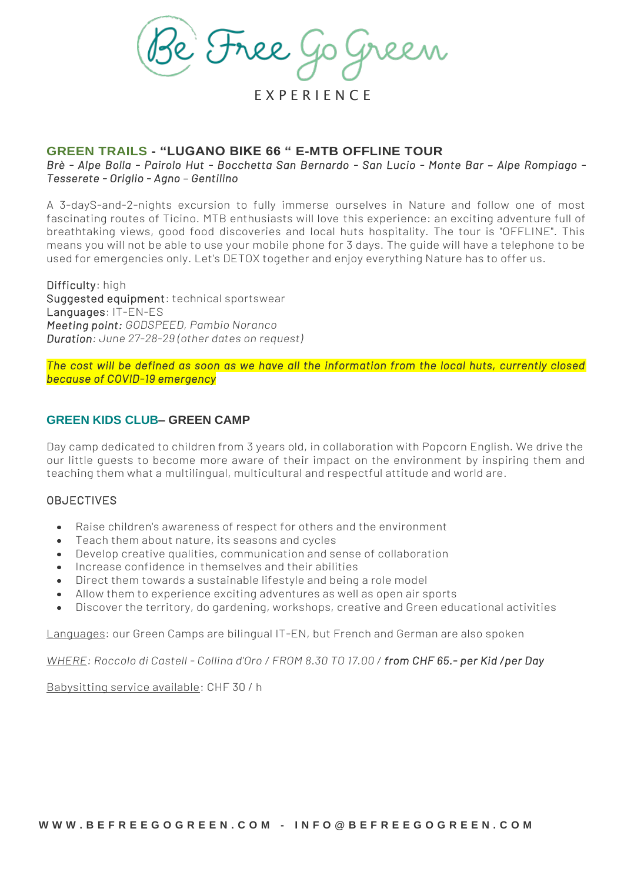Be Free Go Green

EXPERIENCE

## GREEN TRAILS - "LUGANO BIKE 66 " E-MTB OFFLINE TOUR

*Brè - Alpe Bolla - Pairolo Hut - Bocchetta San Bernardo - San Lucio - Monte Bar – Alpe Rompiago - Tesserete - Origlio – Agno – Gentilino*

A 3-dayS-and-2-nights excursion to fully immerse ourselves in Nature and follow one of most fascinating routes of Ticino. MTB enthusiasts will love this experience: an exciting adventure full of breathtaking views, good food discoveries and local huts hospitality. The tour is "OFFLINE". This means you will not be able to use your mobile phone for 3 days. The guide will have a telephone to be used for emergencies only. Let's DETOX together and enjoy everything Nature has to offer us.

Difficulty: high
Suggested equipment: technical sportswear
Languages: IT-EN-ES
*Meeting point: GODSPEED, Pambio Noranco*
*Duration: June 27-28-29 (other dates on request)*

*The cost will be defined as soon as we have all the information from the local huts, currently closed because of COVID-19 emergency*

## GREEN KIDS CLUB– GREEN CAMP

Day camp dedicated to children from 3 years old, in collaboration with Popcorn English. We drive the our little guests to become more aware of their impact on the environment by inspiring them and teaching them what a multilingual, multicultural and respectful attitude and world are.

### OBJECTIVES

- Raise children's awareness of respect for others and the environment
- Teach them about nature, its seasons and cycles
- Develop creative qualities, communication and sense of collaboration
- Increase confidence in themselves and their abilities
- Direct them towards a sustainable lifestyle and being a role model
- Allow them to experience exciting adventures as well as open air sports
- Discover the territory, do gardening, workshops, creative and Green educational activities

Languages: our Green Camps are bilingual IT-EN, but French and German are also spoken

*WHERE: Roccolo di Castell - Collina d'Oro / FROM 8.30 TO 17.00 / **from CHF 65.- per Kid /per Day***

Babysitting service available: CHF 30 / h

WWW.BEFREEGOGREEN.COM - INFO@BEFREEGOGREEN.COM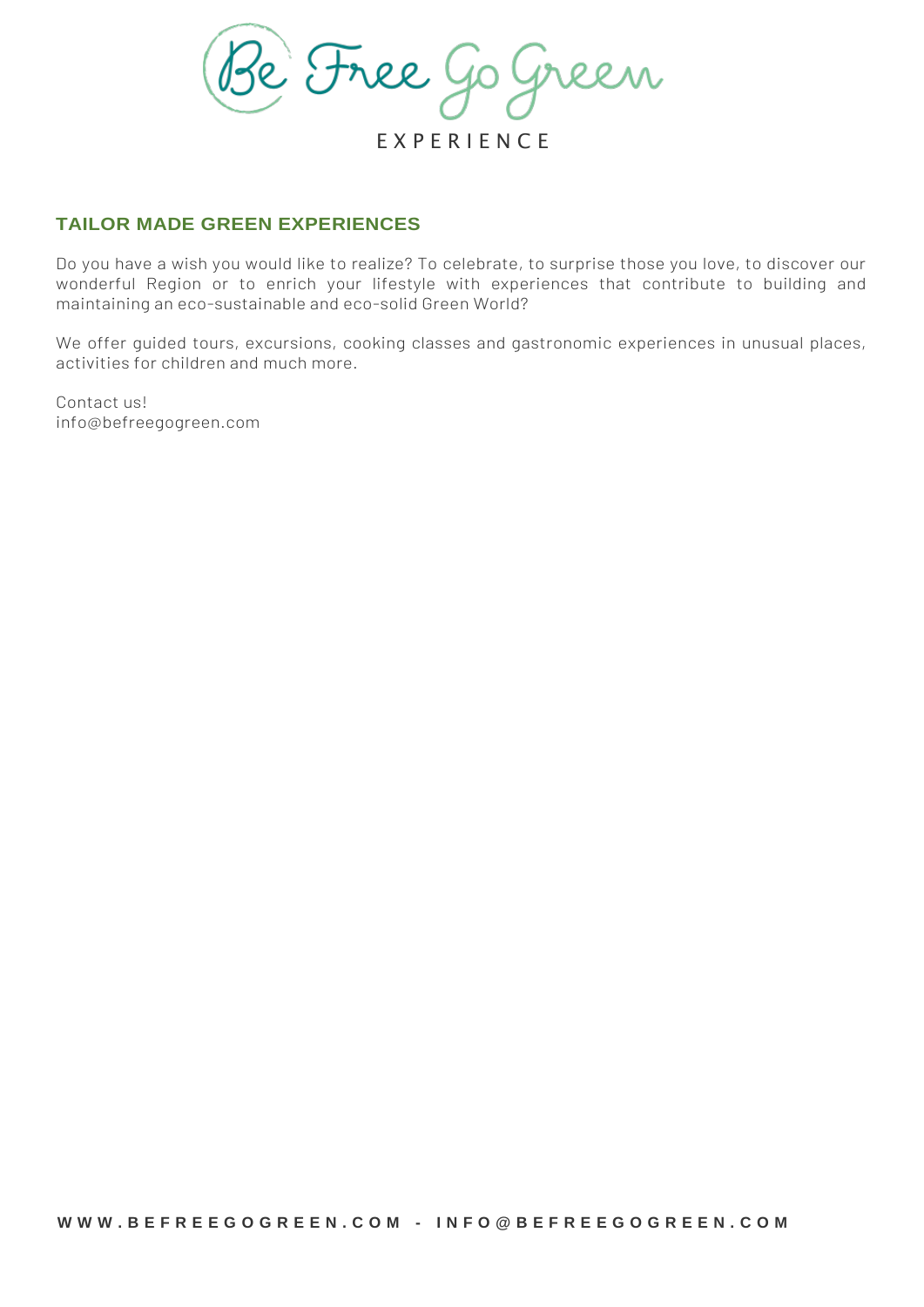Be Free Go Green

EXPERIENCE

## TAILOR MADE GREEN EXPERIENCES

Do you have a wish you would like to realize? To celebrate, to surprise those you love, to discover our wonderful Region or to enrich your lifestyle with experiences that contribute to building and maintaining an eco-sustainable and eco-solid Green World?

We offer guided tours, excursions, cooking classes and gastronomic experiences in unusual places, activities for children and much more.

Contact us!
info@befreegogreen.com